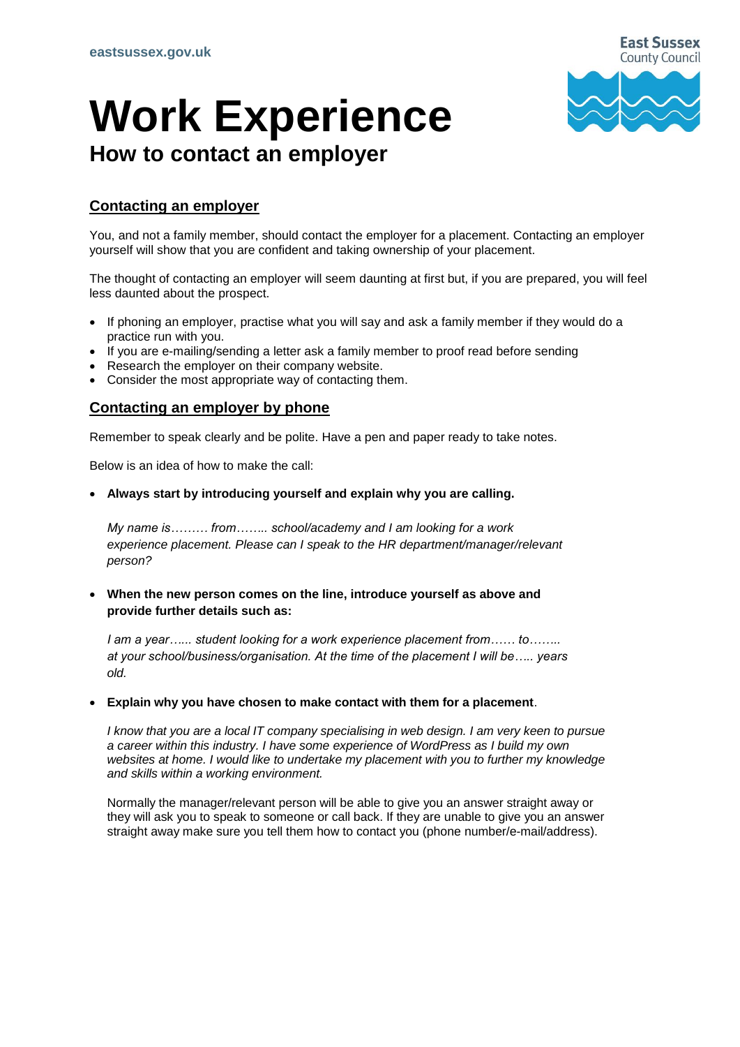eastsussex.gov.uk

# Work Experience

## How to contact an employer

### Contacting an employer

You, and not a family member, should contact the employer for a placement. Contacting an employer yourself will show that you are confident and taking ownership of your placement.

The thought of contacting an employer will seem daunting at first but, if you are prepared, you will feel less daunted about the prospect.

- If phoning an employer, practise what you will say and ask a family member if they would do a practice run with you.
- If you are e-mailing/sending a letter ask a family member to proof read before sending
- Research the employer on their company website.
- Consider the most appropriate way of contacting them.

### Contacting an employer by phone

Remember to speak clearly and be polite. Have a pen and paper ready to take notes.

Below is an idea of how to make the call:

- **Always start by introducing yourself and explain why you are calling.**

  *My name is……… from…….. school/academy and I am looking for a work experience placement. Please can I speak to the HR department/manager/relevant person?*

- **When the new person comes on the line, introduce yourself as above and provide further details such as:**

  *I am a year…... student looking for a work experience placement from…… to…….. at your school/business/organisation. At the time of the placement I will be….. years old.*

- **Explain why you have chosen to make contact with them for a placement**.

  *I know that you are a local IT company specialising in web design. I am very keen to pursue a career within this industry. I have some experience of WordPress as I build my own websites at home. I would like to undertake my placement with you to further my knowledge and skills within a working environment.*

  Normally the manager/relevant person will be able to give you an answer straight away or they will ask you to speak to someone or call back. If they are unable to give you an answer straight away make sure you tell them how to contact you (phone number/e-mail/address).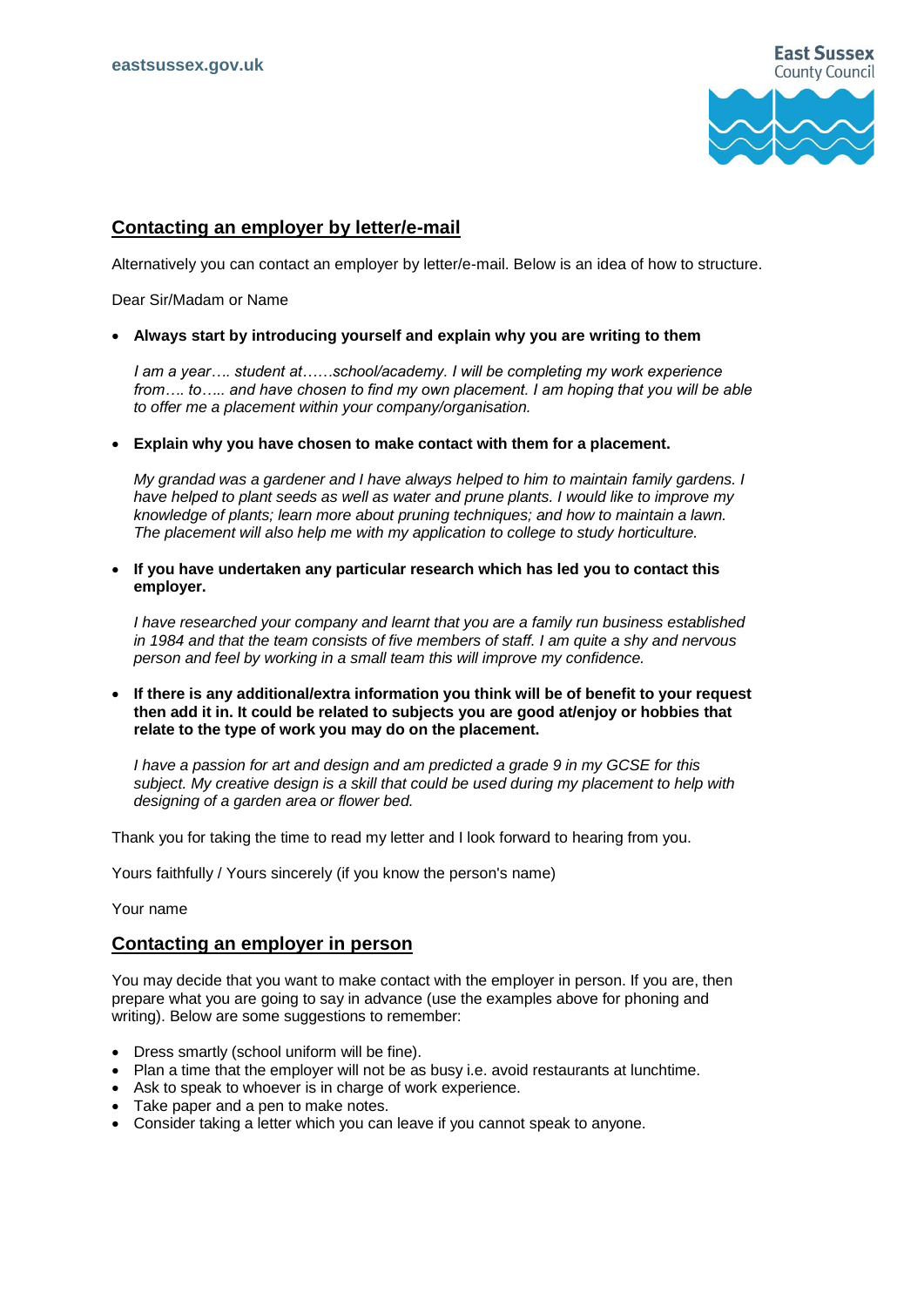## Contacting an employer by letter/e-mail

Alternatively you can contact an employer by letter/e-mail. Below is an idea of how to structure.

Dear Sir/Madam or Name

- **Always start by introducing yourself and explain why you are writing to them**

  *I am a year…. student at……school/academy. I will be completing my work experience from…. to….. and have chosen to find my own placement. I am hoping that you will be able to offer me a placement within your company/organisation.*

- **Explain why you have chosen to make contact with them for a placement.**

  *My grandad was a gardener and I have always helped to him to maintain family gardens. I have helped to plant seeds as well as water and prune plants. I would like to improve my knowledge of plants; learn more about pruning techniques; and how to maintain a lawn. The placement will also help me with my application to college to study horticulture.*

- **If you have undertaken any particular research which has led you to contact this employer.**

  *I have researched your company and learnt that you are a family run business established in 1984 and that the team consists of five members of staff. I am quite a shy and nervous person and feel by working in a small team this will improve my confidence.*

- **If there is any additional/extra information you think will be of benefit to your request then add it in. It could be related to subjects you are good at/enjoy or hobbies that relate to the type of work you may do on the placement.**

  *I have a passion for art and design and am predicted a grade 9 in my GCSE for this subject. My creative design is a skill that could be used during my placement to help with designing of a garden area or flower bed.*

Thank you for taking the time to read my letter and I look forward to hearing from you.

Yours faithfully / Yours sincerely (if you know the person's name)

Your name

## Contacting an employer in person

You may decide that you want to make contact with the employer in person. If you are, then prepare what you are going to say in advance (use the examples above for phoning and writing). Below are some suggestions to remember:

- Dress smartly (school uniform will be fine).
- Plan a time that the employer will not be as busy i.e. avoid restaurants at lunchtime.
- Ask to speak to whoever is in charge of work experience.
- Take paper and a pen to make notes.
- Consider taking a letter which you can leave if you cannot speak to anyone.